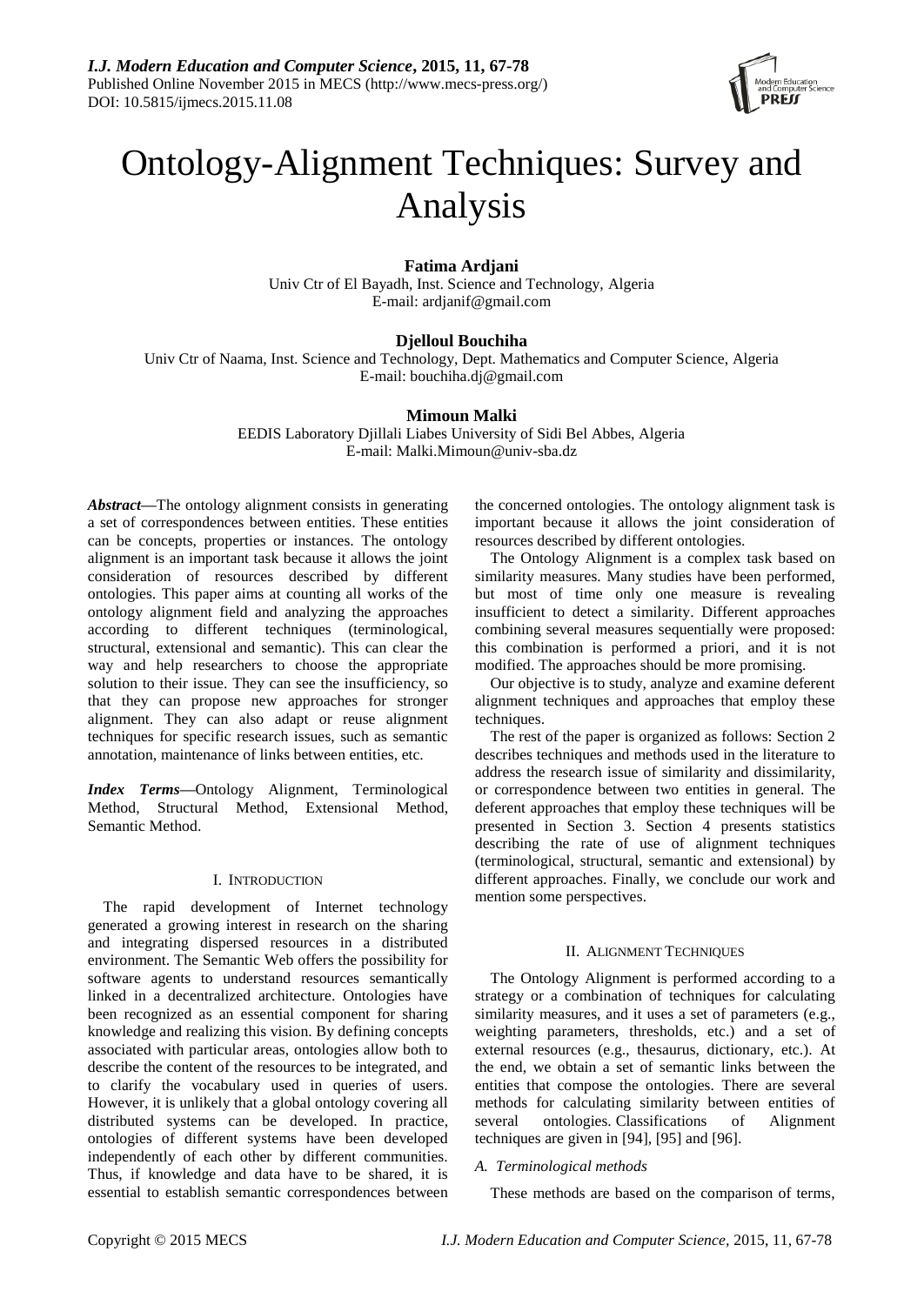# Ontology-Alignment Techniques: Survey and Analysis

**Fatima Ardjani**
Univ Ctr of El Bayadh, Inst. Science and Technology, Algeria
E-mail: ardjanif@gmail.com

**Djelloul Bouchiha**
Univ Ctr of Naama, Inst. Science and Technology, Dept. Mathematics and Computer Science, Algeria
E-mail: bouchiha.dj@gmail.com

**Mimoun Malki**
EEDIS Laboratory Djillali Liabes University of Sidi Bel Abbes, Algeria
E-mail: Malki.Mimoun@univ-sba.dz

***Abstract*—**The ontology alignment consists in generating a set of correspondences between entities. These entities can be concepts, properties or instances. The ontology alignment is an important task because it allows the joint consideration of resources described by different ontologies. This paper aims at counting all works of the ontology alignment field and analyzing the approaches according to different techniques (terminological, structural, extensional and semantic). This can clear the way and help researchers to choose the appropriate solution to their issue. They can see the insufficiency, so that they can propose new approaches for stronger alignment. They can also adapt or reuse alignment techniques for specific research issues, such as semantic annotation, maintenance of links between entities, etc.

***Index Terms*—**Ontology Alignment, Terminological Method, Structural Method, Extensional Method, Semantic Method.

## I. Introduction

The rapid development of Internet technology generated a growing interest in research on the sharing and integrating dispersed resources in a distributed environment. The Semantic Web offers the possibility for software agents to understand resources semantically linked in a decentralized architecture. Ontologies have been recognized as an essential component for sharing knowledge and realizing this vision. By defining concepts associated with particular areas, ontologies allow both to describe the content of the resources to be integrated, and to clarify the vocabulary used in queries of users. However, it is unlikely that a global ontology covering all distributed systems can be developed. In practice, ontologies of different systems have been developed independently of each other by different communities. Thus, if knowledge and data have to be shared, it is essential to establish semantic correspondences between the concerned ontologies. The ontology alignment task is important because it allows the joint consideration of resources described by different ontologies.

The Ontology Alignment is a complex task based on similarity measures. Many studies have been performed, but most of time only one measure is revealing insufficient to detect a similarity. Different approaches combining several measures sequentially were proposed: this combination is performed a priori, and it is not modified. The approaches should be more promising.

Our objective is to study, analyze and examine deferent alignment techniques and approaches that employ these techniques.

The rest of the paper is organized as follows: Section 2 describes techniques and methods used in the literature to address the research issue of similarity and dissimilarity, or correspondence between two entities in general. The deferent approaches that employ these techniques will be presented in Section 3. Section 4 presents statistics describing the rate of use of alignment techniques (terminological, structural, semantic and extensional) by different approaches. Finally, we conclude our work and mention some perspectives.

## II. Alignment Techniques

The Ontology Alignment is performed according to a strategy or a combination of techniques for calculating similarity measures, and it uses a set of parameters (e.g., weighting parameters, thresholds, etc.) and a set of external resources (e.g., thesaurus, dictionary, etc.). At the end, we obtain a set of semantic links between the entities that compose the ontologies. There are several methods for calculating similarity between entities of several ontologies. Classifications of Alignment techniques are given in [94], [95] and [96].

### *A. Terminological methods*

These methods are based on the comparison of terms,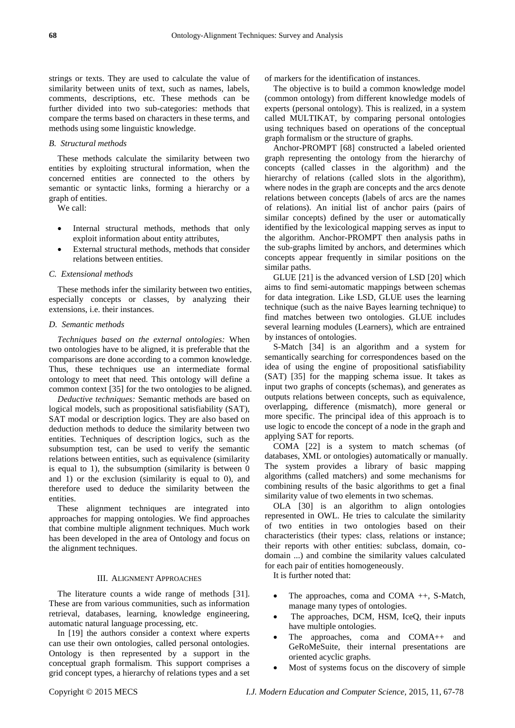strings or texts. They are used to calculate the value of similarity between units of text, such as names, labels, comments, descriptions, etc. These methods can be further divided into two sub-categories: methods that compare the terms based on characters in these terms, and methods using some linguistic knowledge.

### B. Structural methods

These methods calculate the similarity between two entities by exploiting structural information, when the concerned entities are connected to the others by semantic or syntactic links, forming a hierarchy or a graph of entities.

We call:

- Internal structural methods, methods that only exploit information about entity attributes,
- External structural methods, methods that consider relations between entities.

### C. Extensional methods

These methods infer the similarity between two entities, especially concepts or classes, by analyzing their extensions, i.e. their instances.

### D. Semantic methods

*Techniques based on the external ontologies:* When two ontologies have to be aligned, it is preferable that the comparisons are done according to a common knowledge. Thus, these techniques use an intermediate formal ontology to meet that need. This ontology will define a common context [35] for the two ontologies to be aligned.

*Deductive techniques:* Semantic methods are based on logical models, such as propositional satisfiability (SAT), SAT modal or description logics. They are also based on deduction methods to deduce the similarity between two entities. Techniques of description logics, such as the subsumption test, can be used to verify the semantic relations between entities, such as equivalence (similarity is equal to 1), the subsumption (similarity is between 0 and 1) or the exclusion (similarity is equal to 0), and therefore used to deduce the similarity between the entities.

These alignment techniques are integrated into approaches for mapping ontologies. We find approaches that combine multiple alignment techniques. Much work has been developed in the area of Ontology and focus on the alignment techniques.

## III. Alignment Approaches

The literature counts a wide range of methods [31]. These are from various communities, such as information retrieval, databases, learning, knowledge engineering, automatic natural language processing, etc.

In [19] the authors consider a context where experts can use their own ontologies, called personal ontologies. Ontology is then represented by a support in the conceptual graph formalism. This support comprises a grid concept types, a hierarchy of relations types and a set of markers for the identification of instances.

The objective is to build a common knowledge model (common ontology) from different knowledge models of experts (personal ontology). This is realized, in a system called MULTIKAT, by comparing personal ontologies using techniques based on operations of the conceptual graph formalism or the structure of graphs.

Anchor-PROMPT [68] constructed a labeled oriented graph representing the ontology from the hierarchy of concepts (called classes in the algorithm) and the hierarchy of relations (called slots in the algorithm), where nodes in the graph are concepts and the arcs denote relations between concepts (labels of arcs are the names of relations). An initial list of anchor pairs (pairs of similar concepts) defined by the user or automatically identified by the lexicological mapping serves as input to the algorithm. Anchor-PROMPT then analysis paths in the sub-graphs limited by anchors, and determines which concepts appear frequently in similar positions on the similar paths.

GLUE [21] is the advanced version of LSD [20] which aims to find semi-automatic mappings between schemas for data integration. Like LSD, GLUE uses the learning technique (such as the naive Bayes learning technique) to find matches between two ontologies. GLUE includes several learning modules (Learners), which are entrained by instances of ontologies.

S-Match [34] is an algorithm and a system for semantically searching for correspondences based on the idea of using the engine of propositional satisfiability (SAT) [35] for the mapping schema issue. It takes as input two graphs of concepts (schemas), and generates as outputs relations between concepts, such as equivalence, overlapping, difference (mismatch), more general or more specific. The principal idea of this approach is to use logic to encode the concept of a node in the graph and applying SAT for reports.

COMA [22] is a system to match schemas (of databases, XML or ontologies) automatically or manually. The system provides a library of basic mapping algorithms (called matchers) and some mechanisms for combining results of the basic algorithms to get a final similarity value of two elements in two schemas.

OLA [30] is an algorithm to align ontologies represented in OWL. He tries to calculate the similarity of two entities in two ontologies based on their characteristics (their types: class, relations or instance; their reports with other entities: subclass, domain, co-domain ...) and combine the similarity values calculated for each pair of entities homogeneously.

It is further noted that:

- The approaches, coma and COMA ++, S-Match, manage many types of ontologies.
- The approaches, DCM, HSM, IceQ, their inputs have multiple ontologies.
- The approaches, coma and COMA++ and GeRoMeSuite, their internal presentations are oriented acyclic graphs.
- Most of systems focus on the discovery of simple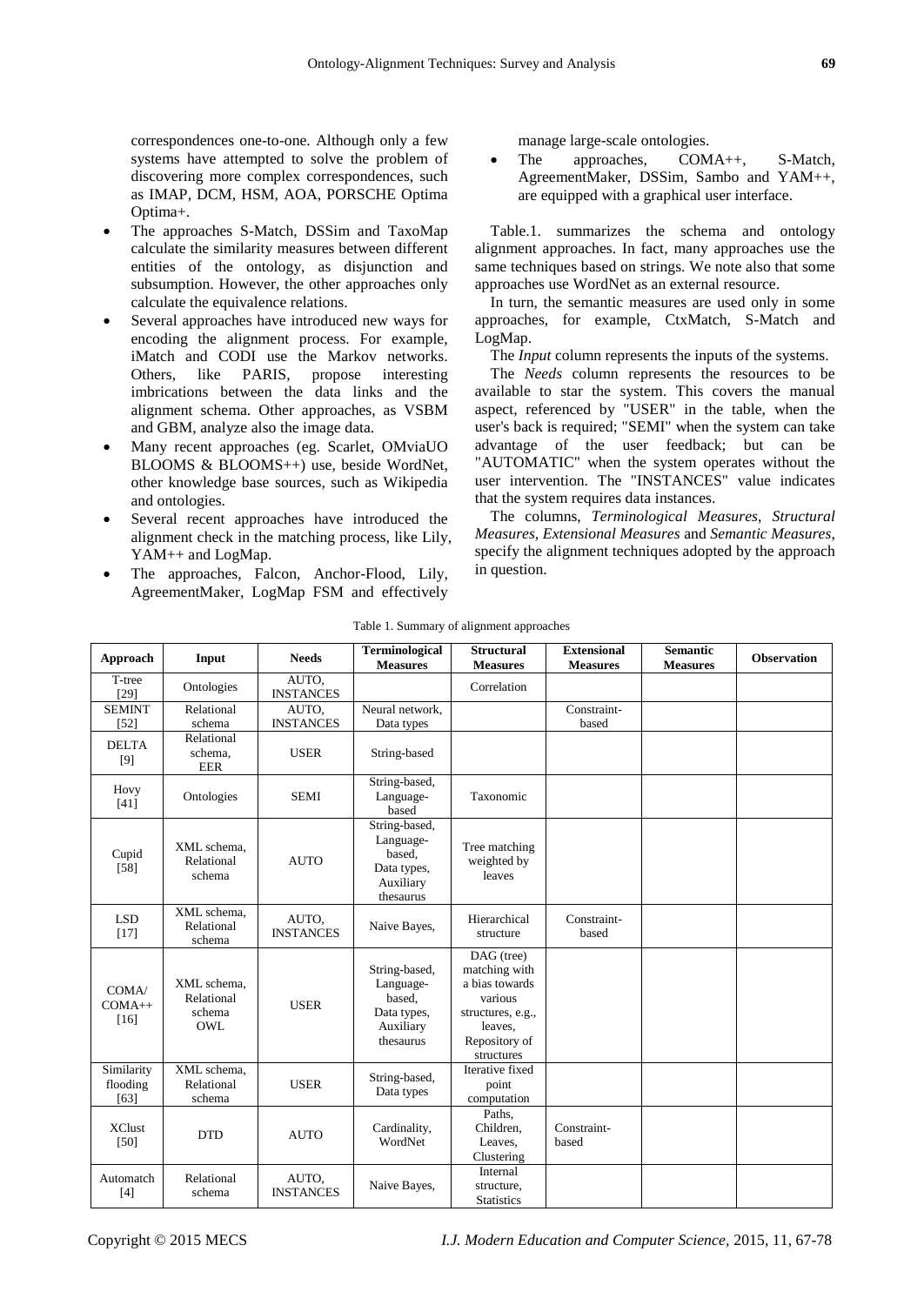correspondences one-to-one. Although only a few systems have attempted to solve the problem of discovering more complex correspondences, such as IMAP, DCM, HSM, AOA, PORSCHE Optima Optima+.

- The approaches S-Match, DSSim and TaxoMap calculate the similarity measures between different entities of the ontology, as disjunction and subsumption. However, the other approaches only calculate the equivalence relations.
- Several approaches have introduced new ways for encoding the alignment process. For example, iMatch and CODI use the Markov networks. Others, like PARIS, propose interesting imbrications between the data links and the alignment schema. Other approaches, as VSBM and GBM, analyze also the image data.
- Many recent approaches (eg. Scarlet, OMviaUO BLOOMS & BLOOMS++) use, beside WordNet, other knowledge base sources, such as Wikipedia and ontologies.
- Several recent approaches have introduced the alignment check in the matching process, like Lily, YAM++ and LogMap.
- The approaches, Falcon, Anchor-Flood, Lily, AgreementMaker, LogMap FSM and effectively manage large-scale ontologies.
- The approaches, COMA++, S-Match, AgreementMaker, DSSim, Sambo and YAM++, are equipped with a graphical user interface.

Table.1. summarizes the schema and ontology alignment approaches. In fact, many approaches use the same techniques based on strings. We note also that some approaches use WordNet as an external resource.

In turn, the semantic measures are used only in some approaches, for example, CtxMatch, S-Match and LogMap.

The *Input* column represents the inputs of the systems.

The *Needs* column represents the resources to be available to star the system. This covers the manual aspect, referenced by "USER" in the table, when the user's back is required; "SEMI" when the system can take advantage of the user feedback; but can be "AUTOMATIC" when the system operates without the user intervention. The "INSTANCES" value indicates that the system requires data instances.

The columns, *Terminological Measures*, *Structural Measures*, *Extensional Measures* and *Semantic Measures*, specify the alignment techniques adopted by the approach in question.

Table 1. Summary of alignment approaches

| Approach | Input | Needs | Terminological Measures | Structural Measures | Extensional Measures | Semantic Measures | Observation |
|---|---|---|---|---|---|---|---|
| T-tree [29] | Ontologies | AUTO, INSTANCES | | Correlation | | | |
| SEMINT [52] | Relational schema | AUTO, INSTANCES | Neural network, Data types | | Constraint-based | | |
| DELTA [9] | Relational schema, EER | USER | String-based | | | | |
| Hovy [41] | Ontologies | SEMI | String-based, Language-based | Taxonomic | | | |
| Cupid [58] | XML schema, Relational schema | AUTO | String-based, Language-based, Data types, Auxiliary thesaurus | Tree matching weighted by leaves | | | |
| LSD [17] | XML schema, Relational schema | AUTO, INSTANCES | Naive Bayes, | Hierarchical structure | Constraint-based | | |
| COMA/ COMA++ [16] | XML schema, Relational schema OWL | USER | String-based, Language-based, Data types, Auxiliary thesaurus | DAG (tree) matching with a bias towards various structures, e.g., leaves, Repository of structures | | | |
| Similarity flooding [63] | XML schema, Relational schema | USER | String-based, Data types | Iterative fixed point computation | | | |
| XClust [50] | DTD | AUTO | Cardinality, WordNet | Paths, Children, Leaves, Clustering | Constraint-based | | |
| Automatch [4] | Relational schema | AUTO, INSTANCES | Naive Bayes, | Internal structure, Statistics | | | |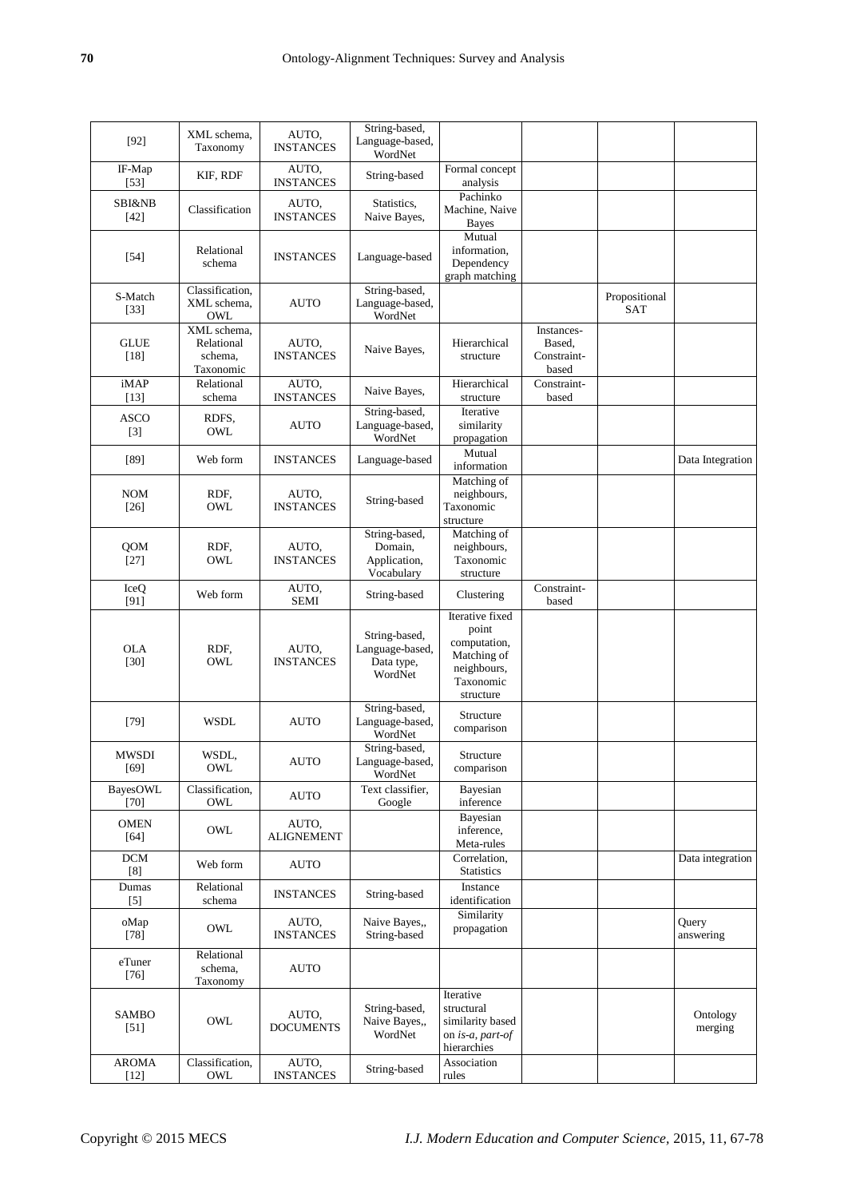| [92] | XML schema, Taxonomy | AUTO, INSTANCES | String-based, Language-based, WordNet | | | | |
|---|---|---|---|---|---|---|---|
| IF-Map [53] | KIF, RDF | AUTO, INSTANCES | String-based | Formal concept analysis | | | |
| SBI&NB [42] | Classification | AUTO, INSTANCES | Statistics, Naive Bayes, | Pachinko Machine, Naive Bayes | | | |
| [54] | Relational schema | INSTANCES | Language-based | Mutual information, Dependency graph matching | | | |
| S-Match [33] | Classification, XML schema, OWL | AUTO | String-based, Language-based, WordNet | | | Propositional SAT | |
| GLUE [18] | XML schema, Relational schema, Taxonomic | AUTO, INSTANCES | Naive Bayes, | Hierarchical structure | Instances-Based, Constraint-based | | |
| iMAP [13] | Relational schema | AUTO, INSTANCES | Naive Bayes, | Hierarchical structure | Constraint-based | | |
| ASCO [3] | RDFS, OWL | AUTO | String-based, Language-based, WordNet | Iterative similarity propagation | | | |
| [89] | Web form | INSTANCES | Language-based | Mutual information | | | Data Integration |
| NOM [26] | RDF, OWL | AUTO, INSTANCES | String-based | Matching of neighbours, Taxonomic structure | | | |
| QOM [27] | RDF, OWL | AUTO, INSTANCES | String-based, Domain, Application, Vocabulary | Matching of neighbours, Taxonomic structure | | | |
| IceQ [91] | Web form | AUTO, SEMI | String-based | Clustering | Constraint-based | | |
| OLA [30] | RDF, OWL | AUTO, INSTANCES | String-based, Language-based, Data type, WordNet | Iterative fixed point computation, Matching of neighbours, Taxonomic structure | | | |
| [79] | WSDL | AUTO | String-based, Language-based, WordNet | Structure comparison | | | |
| MWSDI [69] | WSDL, OWL | AUTO | String-based, Language-based, WordNet | Structure comparison | | | |
| BayesOWL [70] | Classification, OWL | AUTO | Text classifier, Google | Bayesian inference | | | |
| OMEN [64] | OWL | AUTO, ALIGNEMENT | | Bayesian inference, Meta-rules | | | |
| DCM [8] | Web form | AUTO | | Correlation, Statistics | | | Data integration |
| Dumas [5] | Relational schema | INSTANCES | String-based | Instance identification | | | |
| oMap [78] | OWL | AUTO, INSTANCES | Naive Bayes,, String-based | Similarity propagation | | | Query answering |
| eTuner [76] | Relational schema, Taxonomy | AUTO | | | | | |
| SAMBO [51] | OWL | AUTO, DOCUMENTS | String-based, Naive Bayes,, WordNet | Iterative structural similarity based on *is-a*, *part-of* hierarchies | | | Ontology merging |
| AROMA [12] | Classification, OWL | AUTO, INSTANCES | String-based | Association rules | | | |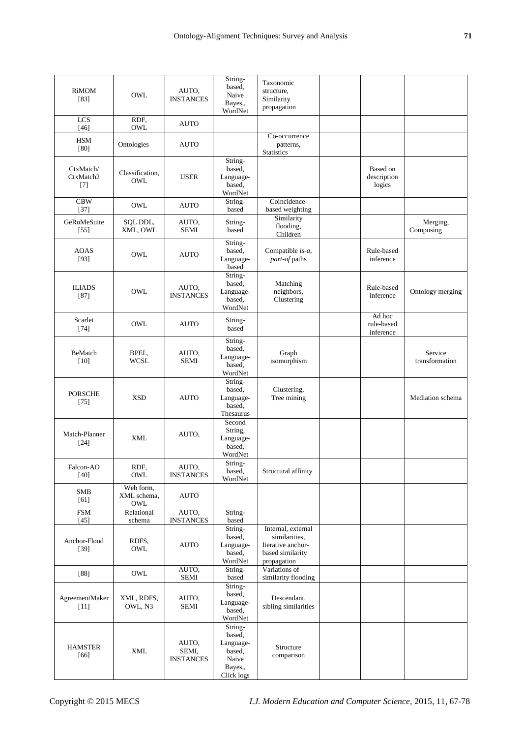| RiMOM [83] | OWL | AUTO, INSTANCES | String-based, Naive Bayes,, WordNet | Taxonomic structure, Similarity propagation | | | |
|---|---|---|---|---|---|---|---|
| LCS [46] | RDF, OWL | AUTO | | | | | |
| HSM [80] | Ontologies | AUTO | | Co-occurrence patterns, Statistics | | | |
| CtxMatch/ CtxMatch2 [7] | Classification, OWL | USER | String-based, Language-based, WordNet | | | Based on description logics | |
| CBW [37] | OWL | AUTO | String-based | Coincidence-based weighting | | | |
| GeRoMeSuite [55] | SQL DDL, XML, OWL | AUTO, SEMI | String-based | Similarity flooding, Children | | | Merging, Composing |
| AOAS [93] | OWL | AUTO | String-based, Language-based | Compatible *is-a*, *part-of* paths | | Rule-based inference | |
| ILIADS [87] | OWL | AUTO, INSTANCES | String-based, Language-based, WordNet | Matching neighbors, Clustering | | Rule-based inference | Ontology merging |
| Scarlet [74] | OWL | AUTO | String-based | | | Ad hoc rule-based inference | |
| BeMatch [10] | BPEL, WCSL | AUTO, SEMI | String-based, Language-based, WordNet | Graph isomorphism | | | Service transformation |
| PORSCHE [75] | XSD | AUTO | String-based, Language-based, Thesaurus | Clustering, Tree mining | | | Mediation schema |
| Match-Planner [24] | XML | AUTO, | Second String, Language-based, WordNet | | | | |
| Falcon-AO [40] | RDF, OWL | AUTO, INSTANCES | String-based, WordNet | Structural affinity | | | |
| SMB [61] | Web form, XML schema, OWL | AUTO | | | | | |
| FSM [45] | Relational schema | AUTO, INSTANCES | String-based | | | | |
| Anchor-Flood [39] | RDFS, OWL | AUTO | String-based, Language-based, WordNet | Internal, external similarities, Iterative anchor-based similarity propagation | | | |
| [88] | OWL | AUTO, SEMI | String-based | Variations of similarity flooding | | | |
| AgreementMaker [11] | XML, RDFS, OWL, N3 | AUTO, SEMI | String-based, Language-based, WordNet | Descendant, sibling similarities | | | |
| HAMSTER [66] | XML | AUTO, SEMI, INSTANCES | String-based, Language-based, Naive Bayes,, Click logs | Structure comparison | | | |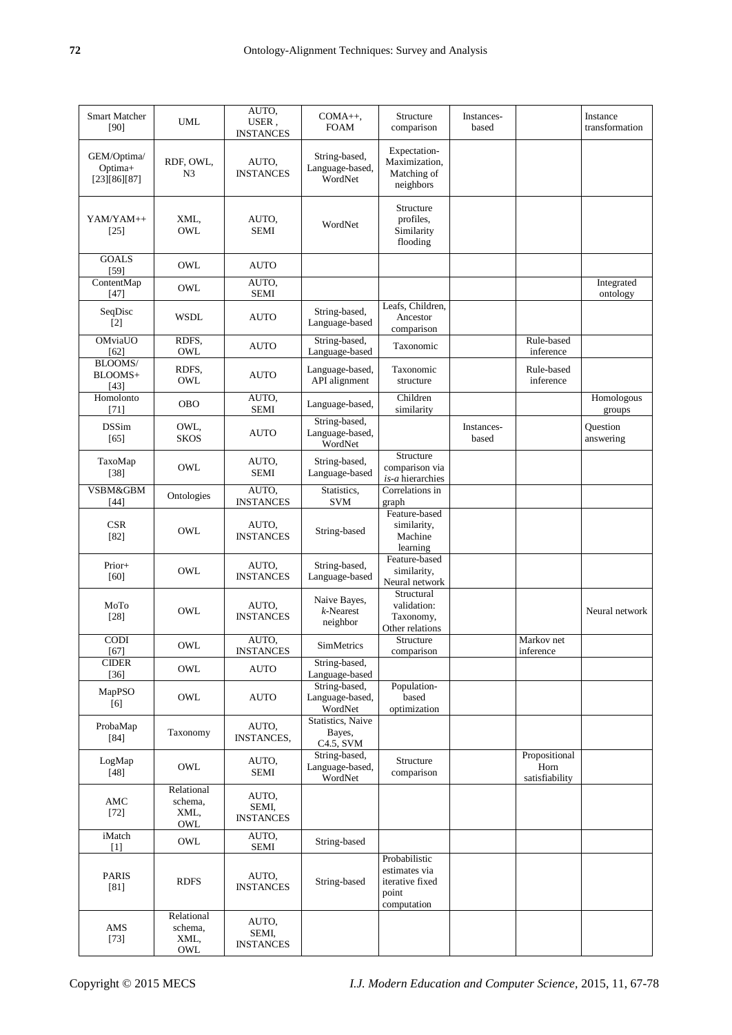| Smart Matcher [90] | UML | AUTO, USER , INSTANCES | COMA++, FOAM | Structure comparison | Instances-based | | Instance transformation |
|---|---|---|---|---|---|---|---|
| GEM/Optima/ Optima+ [23][86][87] | RDF, OWL, N3 | AUTO, INSTANCES | String-based, Language-based, WordNet | Expectation-Maximization, Matching of neighbors | | | |
| YAM/YAM++ [25] | XML, OWL | AUTO, SEMI | WordNet | Structure profiles, Similarity flooding | | | |
| GOALS [59] | OWL | AUTO | | | | | |
| ContentMap [47] | OWL | AUTO, SEMI | | | | | Integrated ontology |
| SeqDisc [2] | WSDL | AUTO | String-based, Language-based | Leafs, Children, Ancestor comparison | | | |
| OMviaUO [62] | RDFS, OWL | AUTO | String-based, Language-based | Taxonomic | | Rule-based inference | |
| BLOOMS/ BLOOMS+ [43] | RDFS, OWL | AUTO | Language-based, API alignment | Taxonomic structure | | Rule-based inference | |
| Homolonto [71] | OBO | AUTO, SEMI | Language-based, | Children similarity | | | Homologous groups |
| DSSim [65] | OWL, SKOS | AUTO | String-based, Language-based, WordNet | | Instances-based | | Question answering |
| TaxoMap [38] | OWL | AUTO, SEMI | String-based, Language-based | Structure comparison via *is-a* hierarchies | | | |
| VSBM&GBM [44] | Ontologies | AUTO, INSTANCES | Statistics, SVM | Correlations in graph | | | |
| CSR [82] | OWL | AUTO, INSTANCES | String-based | Feature-based similarity, Machine learning | | | |
| Prior+ [60] | OWL | AUTO, INSTANCES | String-based, Language-based | Feature-based similarity, Neural network | | | |
| MoTo [28] | OWL | AUTO, INSTANCES | Naive Bayes, *k*-Nearest neighbor | Structural validation: Taxonomy, Other relations | | | Neural network |
| CODI [67] | OWL | AUTO, INSTANCES | SimMetrics | Structure comparison | | Markov net inference | |
| CIDER [36] | OWL | AUTO | String-based, Language-based | | | | |
| MapPSO [6] | OWL | AUTO | String-based, Language-based, WordNet | Population-based optimization | | | |
| ProbaMap [84] | Taxonomy | AUTO, INSTANCES, | Statistics, Naive Bayes, C4.5, SVM | | | | |
| LogMap [48] | OWL | AUTO, SEMI | String-based, Language-based, WordNet | Structure comparison | | Propositional Horn satisfiability | |
| AMC [72] | Relational schema, XML, OWL | AUTO, SEMI, INSTANCES | | | | | |
| iMatch [1] | OWL | AUTO, SEMI | String-based | | | | |
| PARIS [81] | RDFS | AUTO, INSTANCES | String-based | Probabilistic estimates via iterative fixed point computation | | | |
| AMS [73] | Relational schema, XML, OWL | AUTO, SEMI, INSTANCES | | | | | |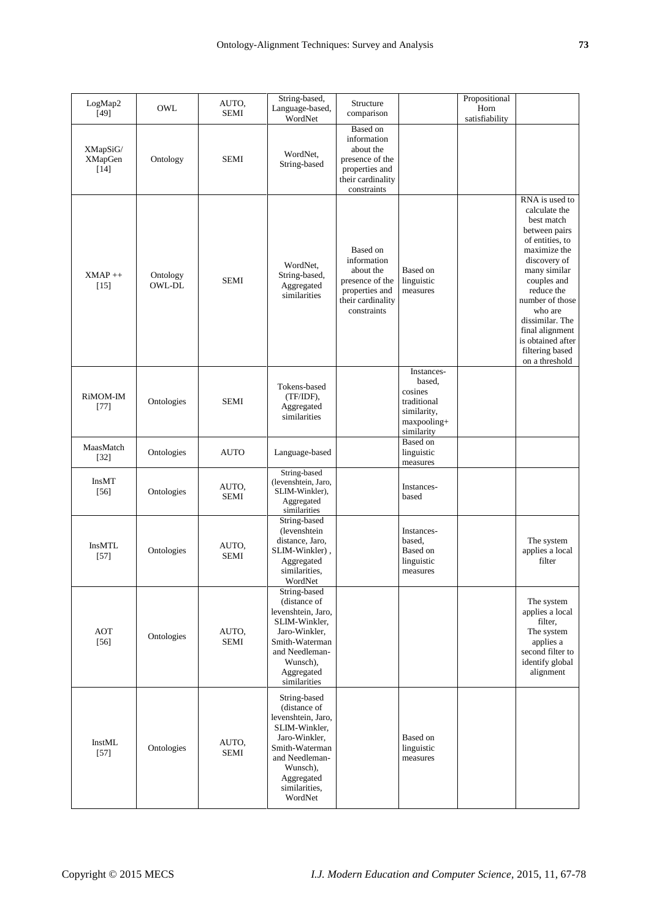| LogMap2 [49] | OWL | AUTO, SEMI | String-based, Language-based, WordNet | Structure comparison | | Propositional Horn satisfiability | |
|---|---|---|---|---|---|---|---|
| XMapSiG/ XMapGen [14] | Ontology | SEMI | WordNet, String-based | Based on information about the presence of the properties and their cardinality constraints | | | |
| XMAP ++ [15] | Ontology OWL-DL | SEMI | WordNet, String-based, Aggregated similarities | Based on information about the presence of the properties and their cardinality constraints | Based on linguistic measures | | RNA is used to calculate the best match between pairs of entities, to maximize the discovery of many similar couples and reduce the number of those who are dissimilar. The final alignment is obtained after filtering based on a threshold |
| RiMOM-IM [77] | Ontologies | SEMI | Tokens-based (TF/IDF), Aggregated similarities | | Instances-based, cosines traditional similarity, maxpooling+ similarity | | |
| MaasMatch [32] | Ontologies | AUTO | Language-based | | Based on linguistic measures | | |
| InsMT [56] | Ontologies | AUTO, SEMI | String-based (levenshtein, Jaro, SLIM-Winkler), Aggregated similarities | | Instances-based | | |
| InsMTL [57] | Ontologies | AUTO, SEMI | String-based (levenshtein distance, Jaro, SLIM-Winkler) , Aggregated similarities, WordNet | | Instances-based, Based on linguistic measures | | The system applies a local filter |
| AOT [56] | Ontologies | AUTO, SEMI | String-based (distance of levenshtein, Jaro, SLIM-Winkler, Jaro-Winkler, Smith-Waterman and Needleman-Wunsch), Aggregated similarities | | | | The system applies a local filter, The system applies a second filter to identify global alignment |
| InstML [57] | Ontologies | AUTO, SEMI | String-based (distance of levenshtein, Jaro, SLIM-Winkler, Jaro-Winkler, Smith-Waterman and Needleman-Wunsch), Aggregated similarities, WordNet | | Based on linguistic measures | | |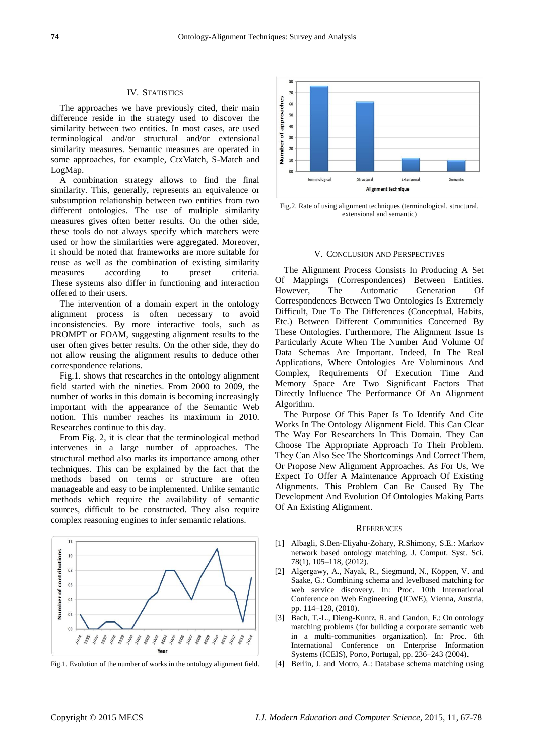## IV. Statistics

The approaches we have previously cited, their main difference reside in the strategy used to discover the similarity between two entities. In most cases, are used terminological and/or structural and/or extensional similarity measures. Semantic measures are operated in some approaches, for example, CtxMatch, S-Match and LogMap.

A combination strategy allows to find the final similarity. This, generally, represents an equivalence or subsumption relationship between two entities from two different ontologies. The use of multiple similarity measures gives often better results. On the other side, these tools do not always specify which matchers were used or how the similarities were aggregated. Moreover, it should be noted that frameworks are more suitable for reuse as well as the combination of existing similarity measures according to preset criteria. These systems also differ in functioning and interaction offered to their users.

The intervention of a domain expert in the ontology alignment process is often necessary to avoid inconsistencies. By more interactive tools, such as PROMPT or FOAM, suggesting alignment results to the user often gives better results. On the other side, they do not allow reusing the alignment results to deduce other correspondence relations.

Fig.1. shows that researches in the ontology alignment field started with the nineties. From 2000 to 2009, the number of works in this domain is becoming increasingly important with the appearance of the Semantic Web notion. This number reaches its maximum in 2010. Researches continue to this day.

From Fig. 2, it is clear that the terminological method intervenes in a large number of approaches. The structural method also marks its importance among other techniques. This can be explained by the fact that the methods based on terms or structure are often manageable and easy to be implemented. Unlike semantic methods which require the availability of semantic sources, difficult to be constructed. They also require complex reasoning engines to infer semantic relations.

Fig.1. Evolution of the number of works in the ontology alignment field.

Fig.2. Rate of using alignment techniques (terminological, structural, extensional and semantic)

## V. Conclusion and Perspectives

The Alignment Process Consists In Producing A Set Of Mappings (Correspondences) Between Entities. However, The Automatic Generation Of Correspondences Between Two Ontologies Is Extremely Difficult, Due To The Differences (Conceptual, Habits, Etc.) Between Different Communities Concerned By These Ontologies. Furthermore, The Alignment Issue Is Particularly Acute When The Number And Volume Of Data Schemas Are Important. Indeed, In The Real Applications, Where Ontologies Are Voluminous And Complex, Requirements Of Execution Time And Memory Space Are Two Significant Factors That Directly Influence The Performance Of An Alignment Algorithm.

The Purpose Of This Paper Is To Identify And Cite Works In The Ontology Alignment Field. This Can Clear The Way For Researchers In This Domain. They Can Choose The Appropriate Approach To Their Problem. They Can Also See The Shortcomings And Correct Them, Or Propose New Alignment Approaches. As For Us, We Expect To Offer A Maintenance Approach Of Existing Alignments. This Problem Can Be Caused By The Development And Evolution Of Ontologies Making Parts Of An Existing Alignment.

## References

[1] Albagli, S.Ben-Eliyahu-Zohary, R.Shimony, S.E.: Markov network based ontology matching. J. Comput. Syst. Sci. 78(1), 105–118, (2012).

[2] Algergawy, A., Nayak, R., Siegmund, N., Köppen, V. and Saake, G.: Combining schema and levelbased matching for web service discovery. In: Proc. 10th International Conference on Web Engineering (ICWE), Vienna, Austria, pp. 114–128, (2010).

[3] Bach, T.-L., Dieng-Kuntz, R. and Gandon, F.: On ontology matching problems (for building a corporate semantic web in a multi-communities organization). In: Proc. 6th International Conference on Enterprise Information Systems (ICEIS), Porto, Portugal, pp. 236–243 (2004).

[4] Berlin, J. and Motro, A.: Database schema matching using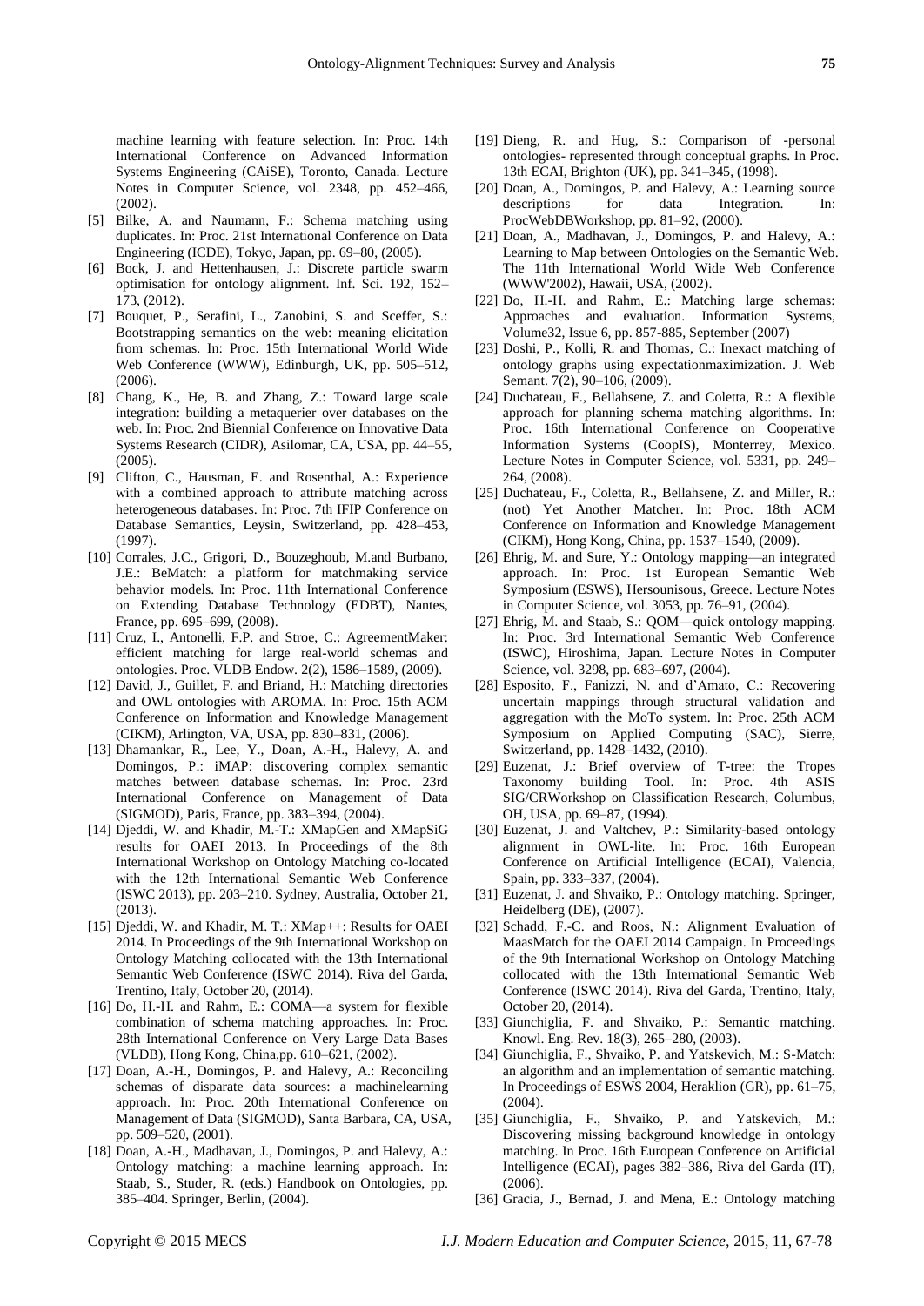machine learning with feature selection. In: Proc. 14th International Conference on Advanced Information Systems Engineering (CAiSE), Toronto, Canada. Lecture Notes in Computer Science, vol. 2348, pp. 452–466, (2002).

[5] Bilke, A. and Naumann, F.: Schema matching using duplicates. In: Proc. 21st International Conference on Data Engineering (ICDE), Tokyo, Japan, pp. 69–80, (2005).

[6] Bock, J. and Hettenhausen, J.: Discrete particle swarm optimisation for ontology alignment. Inf. Sci. 192, 152–173, (2012).

[7] Bouquet, P., Serafini, L., Zanobini, S. and Sceffer, S.: Bootstrapping semantics on the web: meaning elicitation from schemas. In: Proc. 15th International World Wide Web Conference (WWW), Edinburgh, UK, pp. 505–512, (2006).

[8] Chang, K., He, B. and Zhang, Z.: Toward large scale integration: building a metaquerier over databases on the web. In: Proc. 2nd Biennial Conference on Innovative Data Systems Research (CIDR), Asilomar, CA, USA, pp. 44–55, (2005).

[9] Clifton, C., Hausman, E. and Rosenthal, A.: Experience with a combined approach to attribute matching across heterogeneous databases. In: Proc. 7th IFIP Conference on Database Semantics, Leysin, Switzerland, pp. 428–453, (1997).

[10] Corrales, J.C., Grigori, D., Bouzeghoub, M.and Burbano, J.E.: BeMatch: a platform for matchmaking service behavior models. In: Proc. 11th International Conference on Extending Database Technology (EDBT), Nantes, France, pp. 695–699, (2008).

[11] Cruz, I., Antonelli, F.P. and Stroe, C.: AgreementMaker: efficient matching for large real-world schemas and ontologies. Proc. VLDB Endow. 2(2), 1586–1589, (2009).

[12] David, J., Guillet, F. and Briand, H.: Matching directories and OWL ontologies with AROMA. In: Proc. 15th ACM Conference on Information and Knowledge Management (CIKM), Arlington, VA, USA, pp. 830–831, (2006).

[13] Dhamankar, R., Lee, Y., Doan, A.-H., Halevy, A. and Domingos, P.: iMAP: discovering complex semantic matches between database schemas. In: Proc. 23rd International Conference on Management of Data (SIGMOD), Paris, France, pp. 383–394, (2004).

[14] Djeddi, W. and Khadir, M.-T.: XMapGen and XMapSiG results for OAEI 2013. In Proceedings of the 8th International Workshop on Ontology Matching co-located with the 12th International Semantic Web Conference (ISWC 2013), pp. 203–210. Sydney, Australia, October 21, (2013).

[15] Djeddi, W. and Khadir, M. T.: XMap++: Results for OAEI 2014. In Proceedings of the 9th International Workshop on Ontology Matching collocated with the 13th International Semantic Web Conference (ISWC 2014). Riva del Garda, Trentino, Italy, October 20, (2014).

[16] Do, H.-H. and Rahm, E.: COMA—a system for flexible combination of schema matching approaches. In: Proc. 28th International Conference on Very Large Data Bases (VLDB), Hong Kong, China,pp. 610–621, (2002).

[17] Doan, A.-H., Domingos, P. and Halevy, A.: Reconciling schemas of disparate data sources: a machinelearning approach. In: Proc. 20th International Conference on Management of Data (SIGMOD), Santa Barbara, CA, USA, pp. 509–520, (2001).

[18] Doan, A.-H., Madhavan, J., Domingos, P. and Halevy, A.: Ontology matching: a machine learning approach. In: Staab, S., Studer, R. (eds.) Handbook on Ontologies, pp. 385–404. Springer, Berlin, (2004).

[19] Dieng, R. and Hug, S.: Comparison of -personal ontologies- represented through conceptual graphs. In Proc. 13th ECAI, Brighton (UK), pp. 341–345, (1998).

[20] Doan, A., Domingos, P. and Halevy, A.: Learning source descriptions for data Integration. In: ProcWebDBWorkshop, pp. 81–92, (2000).

[21] Doan, A., Madhavan, J., Domingos, P. and Halevy, A.: Learning to Map between Ontologies on the Semantic Web. The 11th International World Wide Web Conference (WWW'2002), Hawaii, USA, (2002).

[22] Do, H.-H. and Rahm, E.: Matching large schemas: Approaches and evaluation. Information Systems, Volume32, Issue 6, pp. 857-885, September (2007)

[23] Doshi, P., Kolli, R. and Thomas, C.: Inexact matching of ontology graphs using expectationmaximization. J. Web Semant. 7(2), 90–106, (2009).

[24] Duchateau, F., Bellahsene, Z. and Coletta, R.: A flexible approach for planning schema matching algorithms. In: Proc. 16th International Conference on Cooperative Information Systems (CoopIS), Monterrey, Mexico. Lecture Notes in Computer Science, vol. 5331, pp. 249–264, (2008).

[25] Duchateau, F., Coletta, R., Bellahsene, Z. and Miller, R.: (not) Yet Another Matcher. In: Proc. 18th ACM Conference on Information and Knowledge Management (CIKM), Hong Kong, China, pp. 1537–1540, (2009).

[26] Ehrig, M. and Sure, Y.: Ontology mapping—an integrated approach. In: Proc. 1st European Semantic Web Symposium (ESWS), Hersounisous, Greece. Lecture Notes in Computer Science, vol. 3053, pp. 76–91, (2004).

[27] Ehrig, M. and Staab, S.: QOM—quick ontology mapping. In: Proc. 3rd International Semantic Web Conference (ISWC), Hiroshima, Japan. Lecture Notes in Computer Science, vol. 3298, pp. 683–697, (2004).

[28] Esposito, F., Fanizzi, N. and d'Amato, C.: Recovering uncertain mappings through structural validation and aggregation with the MoTo system. In: Proc. 25th ACM Symposium on Applied Computing (SAC), Sierre, Switzerland, pp. 1428–1432, (2010).

[29] Euzenat, J.: Brief overview of T-tree: the Tropes Taxonomy building Tool. In: Proc. 4th ASIS SIG/CRWorkshop on Classification Research, Columbus, OH, USA, pp. 69–87, (1994).

[30] Euzenat, J. and Valtchev, P.: Similarity-based ontology alignment in OWL-lite. In: Proc. 16th European Conference on Artificial Intelligence (ECAI), Valencia, Spain, pp. 333–337, (2004).

[31] Euzenat, J. and Shvaiko, P.: Ontology matching. Springer, Heidelberg (DE), (2007).

[32] Schadd, F.-C. and Roos, N.: Alignment Evaluation of MaasMatch for the OAEI 2014 Campaign. In Proceedings of the 9th International Workshop on Ontology Matching collocated with the 13th International Semantic Web Conference (ISWC 2014). Riva del Garda, Trentino, Italy, October 20, (2014).

[33] Giunchiglia, F. and Shvaiko, P.: Semantic matching. Knowl. Eng. Rev. 18(3), 265–280, (2003).

[34] Giunchiglia, F., Shvaiko, P. and Yatskevich, M.: S-Match: an algorithm and an implementation of semantic matching. In Proceedings of ESWS 2004, Heraklion (GR), pp. 61–75, (2004).

[35] Giunchiglia, F., Shvaiko, P. and Yatskevich, M.: Discovering missing background knowledge in ontology matching. In Proc. 16th European Conference on Artificial Intelligence (ECAI), pages 382–386, Riva del Garda (IT), (2006).

[36] Gracia, J., Bernad, J. and Mena, E.: Ontology matching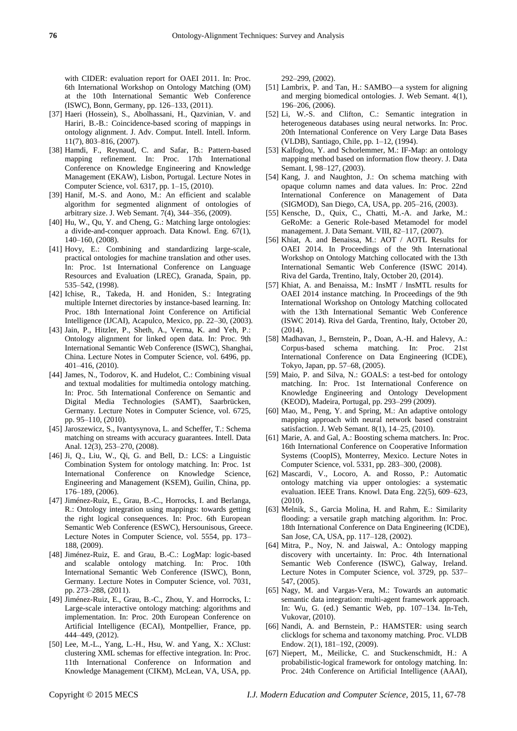with CIDER: evaluation report for OAEI 2011. In: Proc. 6th International Workshop on Ontology Matching (OM) at the 10th International Semantic Web Conference (ISWC), Bonn, Germany, pp. 126–133, (2011).

[37] Haeri (Hossein), S., Abolhassani, H., Qazvinian, V. and Hariri, B.-B.: Coincidence-based scoring of mappings in ontology alignment. J. Adv. Comput. Intell. Intell. Inform. 11(7), 803–816, (2007).

[38] Hamdi, F., Reynaud, C. and Safar, B.: Pattern-based mapping refinement. In: Proc. 17th International Conference on Knowledge Engineering and Knowledge Management (EKAW), Lisbon, Portugal. Lecture Notes in Computer Science, vol. 6317, pp. 1–15, (2010).

[39] Hanif, M.-S. and Aono, M.: An efficient and scalable algorithm for segmented alignment of ontologies of arbitrary size. J. Web Semant. 7(4), 344–356, (2009).

[40] Hu, W., Qu, Y. and Cheng, G.: Matching large ontologies: a divide-and-conquer approach. Data Knowl. Eng. 67(1), 140–160, (2008).

[41] Hovy, E.: Combining and standardizing large-scale, practical ontologies for machine translation and other uses. In: Proc. 1st International Conference on Language Resources and Evaluation (LREC), Granada, Spain, pp. 535–542, (1998).

[42] Ichise, R., Takeda, H. and Honiden, S.: Integrating multiple Internet directories by instance-based learning. In: Proc. 18th International Joint Conference on Artificial Intelligence (IJCAI), Acapulco, Mexico, pp. 22–30, (2003).

[43] Jain, P., Hitzler, P., Sheth, A., Verma, K. and Yeh, P.: Ontology alignment for linked open data. In: Proc. 9th International Semantic Web Conference (ISWC), Shanghai, China. Lecture Notes in Computer Science, vol. 6496, pp. 401–416, (2010).

[44] James, N., Todorov, K. and Hudelot, C.: Combining visual and textual modalities for multimedia ontology matching. In: Proc. 5th International Conference on Semantic and Digital Media Technologies (SAMT), Saarbrücken, Germany. Lecture Notes in Computer Science, vol. 6725, pp. 95–110, (2010).

[45] Jaroszewicz, S., Ivantysynova, L. and Scheffer, T.: Schema matching on streams with accuracy guarantees. Intell. Data Anal. 12(3), 253–270, (2008).

[46] Ji, Q., Liu, W., Qi, G. and Bell, D.: LCS: a Linguistic Combination System for ontology matching. In: Proc. 1st International Conference on Knowledge Science, Engineering and Management (KSEM), Guilin, China, pp. 176–189, (2006).

[47] Jiménez-Ruiz, E., Grau, B.-C., Horrocks, I. and Berlanga, R.: Ontology integration using mappings: towards getting the right logical consequences. In: Proc. 6th European Semantic Web Conference (ESWC), Hersounisous, Greece. Lecture Notes in Computer Science, vol. 5554, pp. 173–188, (2009).

[48] Jiménez-Ruiz, E. and Grau, B.-C.: LogMap: logic-based and scalable ontology matching. In: Proc. 10th International Semantic Web Conference (ISWC), Bonn, Germany. Lecture Notes in Computer Science, vol. 7031, pp. 273–288, (2011).

[49] Jiménez-Ruiz, E., Grau, B.-C., Zhou, Y. and Horrocks, I.: Large-scale interactive ontology matching: algorithms and implementation. In: Proc. 20th European Conference on Artificial Intelligence (ECAI), Montpellier, France, pp. 444–449, (2012).

[50] Lee, M.-L., Yang, L.-H., Hsu, W. and Yang, X.: XClust: clustering XML schemas for effective integration. In: Proc. 11th International Conference on Information and Knowledge Management (CIKM), McLean, VA, USA, pp. 292–299, (2002).

[51] Lambrix, P. and Tan, H.: SAMBO—a system for aligning and merging biomedical ontologies. J. Web Semant. 4(1), 196–206, (2006).

[52] Li, W.-S. and Clifton, C.: Semantic integration in heterogeneous databases using neural networks. In: Proc. 20th International Conference on Very Large Data Bases (VLDB), Santiago, Chile, pp. 1–12, (1994).

[53] Kalfoglou, Y. and Schorlemmer, M.: IF-Map: an ontology mapping method based on information flow theory. J. Data Semant. I, 98–127, (2003).

[54] Kang, J. and Naughton, J.: On schema matching with opaque column names and data values. In: Proc. 22nd International Conference on Management of Data (SIGMOD), San Diego, CA, USA, pp. 205–216, (2003).

[55] Kensche, D., Quix, C., Chatti, M.-A. and Jarke, M.: GeRoMe: a Generic Role-based Metamodel for model management. J. Data Semant. VIII, 82–117, (2007).

[56] Khiat, A. and Benaissa, M.: AOT / AOTL Results for OAEI 2014. In Proceedings of the 9th International Workshop on Ontology Matching collocated with the 13th International Semantic Web Conference (ISWC 2014). Riva del Garda, Trentino, Italy, October 20, (2014).

[57] Khiat, A. and Benaissa, M.: InsMT / InsMTL results for OAEI 2014 instance matching. In Proceedings of the 9th International Workshop on Ontology Matching collocated with the 13th International Semantic Web Conference (ISWC 2014). Riva del Garda, Trentino, Italy, October 20, (2014).

[58] Madhavan, J., Bernstein, P., Doan, A.-H. and Halevy, A.: Corpus-based schema matching. In: Proc. 21st International Conference on Data Engineering (ICDE), Tokyo, Japan, pp. 57–68, (2005).

[59] Maio, P. and Silva, N.: GOALS: a test-bed for ontology matching. In: Proc. 1st International Conference on Knowledge Engineering and Ontology Development (KEOD), Madeira, Portugal, pp. 293–299 (2009).

[60] Mao, M., Peng, Y. and Spring, M.: An adaptive ontology mapping approach with neural network based constraint satisfaction. J. Web Semant. 8(1), 14–25, (2010).

[61] Marie, A. and Gal, A.: Boosting schema matchers. In: Proc. 16th International Conference on Cooperative Information Systems (CoopIS), Monterrey, Mexico. Lecture Notes in Computer Science, vol. 5331, pp. 283–300, (2008).

[62] Mascardi, V., Locoro, A. and Rosso, P.: Automatic ontology matching via upper ontologies: a systematic evaluation. IEEE Trans. Knowl. Data Eng. 22(5), 609–623, (2010).

[63] Melnik, S., Garcia Molina, H. and Rahm, E.: Similarity flooding: a versatile graph matching algorithm. In: Proc. 18th International Conference on Data Engineering (ICDE), San Jose, CA, USA, pp. 117–128, (2002).

[64] Mitra, P., Noy, N. and Jaiswal, A.: Ontology mapping discovery with uncertainty. In: Proc. 4th International Semantic Web Conference (ISWC), Galway, Ireland. Lecture Notes in Computer Science, vol. 3729, pp. 537–547, (2005).

[65] Nagy, M. and Vargas-Vera, M.: Towards an automatic semantic data integration: multi-agent framework approach. In: Wu, G. (ed.) Semantic Web, pp. 107–134. In-Teh, Vukovar, (2010).

[66] Nandi, A. and Bernstein, P.: HAMSTER: using search clicklogs for schema and taxonomy matching. Proc. VLDB Endow. 2(1), 181–192, (2009).

[67] Niepert, M., Meilicke, C. and Stuckenschmidt, H.: A probabilistic-logical framework for ontology matching. In: Proc. 24th Conference on Artificial Intelligence (AAAI),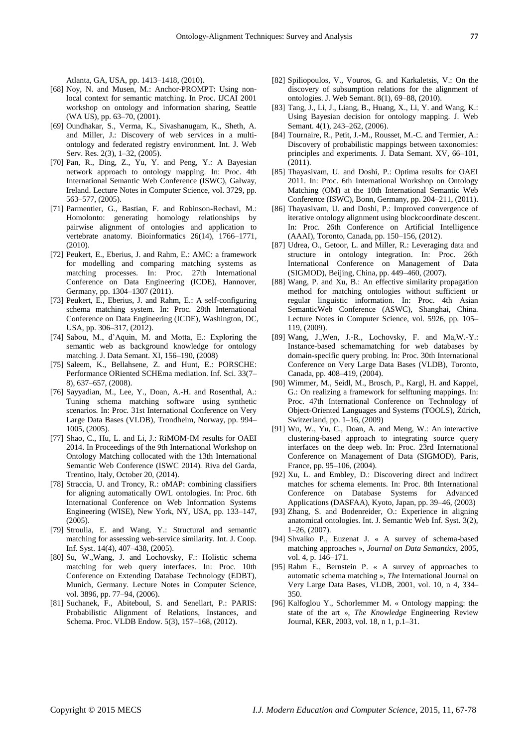Atlanta, GA, USA, pp. 1413–1418, (2010).

[68] Noy, N. and Musen, M.: Anchor-PROMPT: Using non-local context for semantic matching. In Proc. IJCAI 2001 workshop on ontology and information sharing, Seattle (WA US), pp. 63–70, (2001).

[69] Oundhakar, S., Verma, K., Sivashanugam, K., Sheth, A. and Miller, J.: Discovery of web services in a multi-ontology and federated registry environment. Int. J. Web Serv. Res. 2(3), 1–32, (2005).

[70] Pan, R., Ding, Z., Yu, Y. and Peng, Y.: A Bayesian network approach to ontology mapping. In: Proc. 4th International Semantic Web Conference (ISWC), Galway, Ireland. Lecture Notes in Computer Science, vol. 3729, pp. 563–577, (2005).

[71] Parmentier, G., Bastian, F. and Robinson-Rechavi, M.: Homolonto: generating homology relationships by pairwise alignment of ontologies and application to vertebrate anatomy. Bioinformatics 26(14), 1766–1771, (2010).

[72] Peukert, E., Eberius, J. and Rahm, E.: AMC: a framework for modelling and comparing matching systems as matching processes. In: Proc. 27th International Conference on Data Engineering (ICDE), Hannover, Germany, pp. 1304–1307 (2011).

[73] Peukert, E., Eberius, J. and Rahm, E.: A self-configuring schema matching system. In: Proc. 28th International Conference on Data Engineering (ICDE), Washington, DC, USA, pp. 306–317, (2012).

[74] Sabou, M., d'Aquin, M. and Motta, E.: Exploring the semantic web as background knowledge for ontology matching. J. Data Semant. XI, 156–190, (2008)

[75] Saleem, K., Bellahsene, Z. and Hunt, E.: PORSCHE: Performance ORiented SCHEma mediation. Inf. Sci. 33(7–8), 637–657, (2008).

[76] Sayyadian, M., Lee, Y., Doan, A.-H. and Rosenthal, A.: Tuning schema matching software using synthetic scenarios. In: Proc. 31st International Conference on Very Large Data Bases (VLDB), Trondheim, Norway, pp. 994–1005, (2005).

[77] Shao, C., Hu, L. and Li, J.: RiMOM-IM results for OAEI 2014. In Proceedings of the 9th International Workshop on Ontology Matching collocated with the 13th International Semantic Web Conference (ISWC 2014). Riva del Garda, Trentino, Italy, October 20, (2014).

[78] Straccia, U. and Troncy, R.: oMAP: combining classifiers for aligning automatically OWL ontologies. In: Proc. 6th International Conference on Web Information Systems Engineering (WISE), New York, NY, USA, pp. 133–147, (2005).

[79] Stroulia, E. and Wang, Y.: Structural and semantic matching for assessing web-service similarity. Int. J. Coop. Inf. Syst. 14(4), 407–438, (2005).

[80] Su, W.,Wang, J. and Lochovsky, F.: Holistic schema matching for web query interfaces. In: Proc. 10th Conference on Extending Database Technology (EDBT), Munich, Germany. Lecture Notes in Computer Science, vol. 3896, pp. 77–94, (2006).

[81] Suchanek, F., Abiteboul, S. and Senellart, P.: PARIS: Probabilistic Alignment of Relations, Instances, and Schema. Proc. VLDB Endow. 5(3), 157–168, (2012).

[82] Spiliopoulos, V., Vouros, G. and Karkaletsis, V.: On the discovery of subsumption relations for the alignment of ontologies. J. Web Semant. 8(1), 69–88, (2010).

[83] Tang, J., Li, J., Liang, B., Huang, X., Li, Y. and Wang, K.: Using Bayesian decision for ontology mapping. J. Web Semant. 4(1), 243–262, (2006).

[84] Tournaire, R., Petit, J.-M., Rousset, M.-C. and Termier, A.: Discovery of probabilistic mappings between taxonomies: principles and experiments. J. Data Semant. XV, 66–101, (2011).

[85] Thayasivam, U. and Doshi, P.: Optima results for OAEI 2011. In: Proc. 6th International Workshop on Ontology Matching (OM) at the 10th International Semantic Web Conference (ISWC), Bonn, Germany, pp. 204–211, (2011).

[86] Thayasivam, U. and Doshi, P.: Improved convergence of iterative ontology alignment using blockcoordinate descent. In: Proc. 26th Conference on Artificial Intelligence (AAAI), Toronto, Canada, pp. 150–156, (2012).

[87] Udrea, O., Getoor, L. and Miller, R.: Leveraging data and structure in ontology integration. In: Proc. 26th International Conference on Management of Data (SIGMOD), Beijing, China, pp. 449–460, (2007).

[88] Wang, P. and Xu, B.: An effective similarity propagation method for matching ontologies without sufficient or regular linguistic information. In: Proc. 4th Asian SemanticWeb Conference (ASWC), Shanghai, China. Lecture Notes in Computer Science, vol. 5926, pp. 105–119, (2009).

[89] Wang, J.,Wen, J.-R., Lochovsky, F. and Ma,W.-Y.: Instance-based schemamatching for web databases by domain-specific query probing. In: Proc. 30th International Conference on Very Large Data Bases (VLDB), Toronto, Canada, pp. 408–419, (2004).

[90] Wimmer, M., Seidl, M., Brosch, P., Kargl, H. and Kappel, G.: On realizing a framework for selftuning mappings. In: Proc. 47th International Conference on Technology of Object-Oriented Languages and Systems (TOOLS), Zürich, Switzerland, pp. 1–16, (2009)

[91] Wu, W., Yu, C., Doan, A. and Meng, W.: An interactive clustering-based approach to integrating source query interfaces on the deep web. In: Proc. 23rd International Conference on Management of Data (SIGMOD), Paris, France, pp. 95–106, (2004).

[92] Xu, L. and Embley, D.: Discovering direct and indirect matches for schema elements. In: Proc. 8th International Conference on Database Systems for Advanced Applications (DASFAA), Kyoto, Japan, pp. 39–46, (2003)

[93] Zhang, S. and Bodenreider, O.: Experience in aligning anatomical ontologies. Int. J. Semantic Web Inf. Syst. 3(2), 1–26, (2007).

[94] Shvaiko P., Euzenat J. « A survey of schema-based matching approaches », *Journal on Data Semantics*, 2005, vol. 4, p. 146–171.

[95] Rahm E., Bernstein P. « A survey of approaches to automatic schema matching », *The* International Journal on Very Large Data Bases, VLDB, 2001, vol. 10, n 4, 334–350.

[96] Kalfoglou Y., Schorlemmer M. « Ontology mapping: the state of the art », *The Knowledge* Engineering Review Journal, KER, 2003, vol. 18, n 1, p.1–31.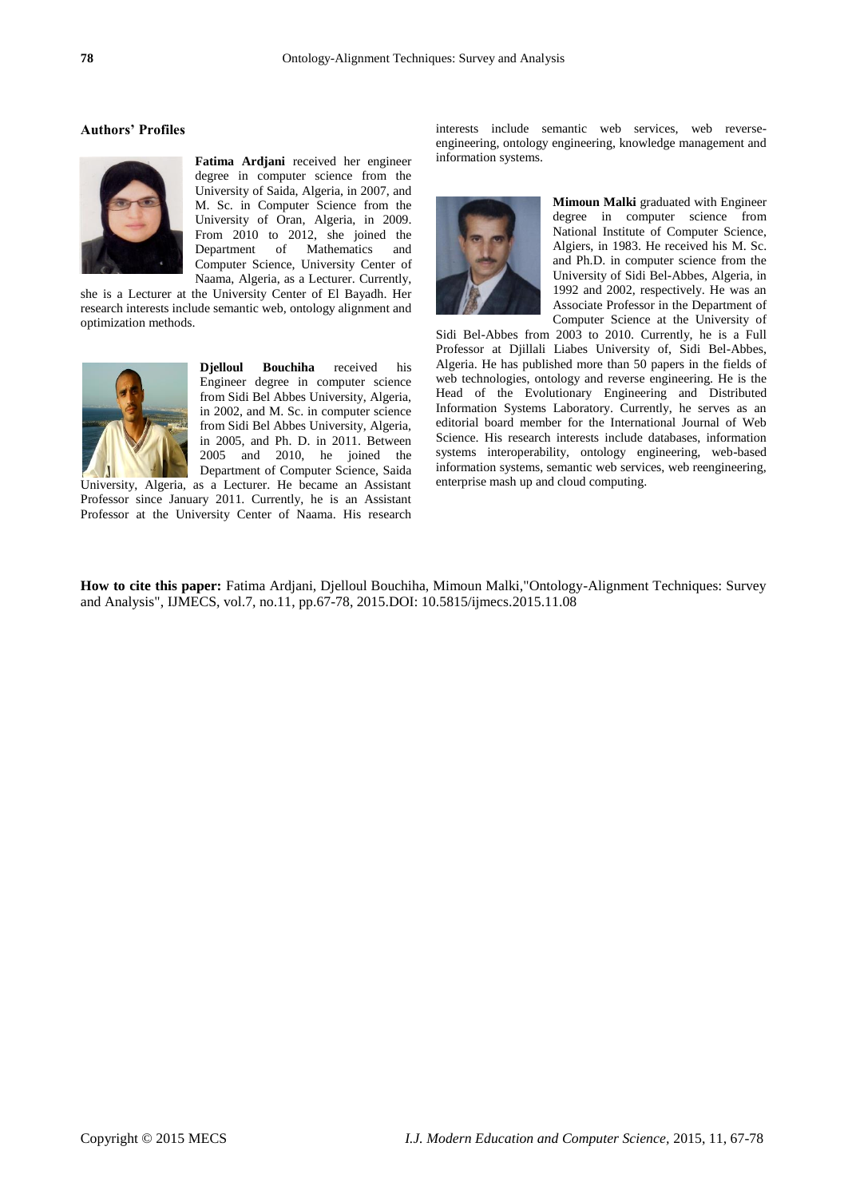## Authors' Profiles

**Fatima Ardjani** received her engineer degree in computer science from the University of Saida, Algeria, in 2007, and M. Sc. in Computer Science from the University of Oran, Algeria, in 2009. From 2010 to 2012, she joined the Department of Mathematics and Computer Science, University Center of Naama, Algeria, as a Lecturer. Currently, she is a Lecturer at the University Center of El Bayadh. Her research interests include semantic web, ontology alignment and optimization methods.

**Djelloul Bouchiha** received his Engineer degree in computer science from Sidi Bel Abbes University, Algeria, in 2002, and M. Sc. in computer science from Sidi Bel Abbes University, Algeria, in 2005, and Ph. D. in 2011. Between 2005 and 2010, he joined the Department of Computer Science, Saida University, Algeria, as a Lecturer. He became an Assistant Professor since January 2011. Currently, he is an Assistant Professor at the University Center of Naama. His research interests include semantic web services, web reverse-engineering, ontology engineering, knowledge management and information systems.

**Mimoun Malki** graduated with Engineer degree in computer science from National Institute of Computer Science, Algiers, in 1983. He received his M. Sc. and Ph.D. in computer science from the University of Sidi Bel-Abbes, Algeria, in 1992 and 2002, respectively. He was an Associate Professor in the Department of Computer Science at the University of Sidi Bel-Abbes from 2003 to 2010. Currently, he is a Full Professor at Djillali Liabes University of, Sidi Bel-Abbes, Algeria. He has published more than 50 papers in the fields of web technologies, ontology and reverse engineering. He is the Head of the Evolutionary Engineering and Distributed Information Systems Laboratory. Currently, he serves as an editorial board member for the International Journal of Web Science. His research interests include databases, information systems interoperability, ontology engineering, web-based information systems, semantic web services, web reengineering, enterprise mash up and cloud computing.

**How to cite this paper:** Fatima Ardjani, Djelloul Bouchiha, Mimoun Malki,"Ontology-Alignment Techniques: Survey and Analysis", IJMECS, vol.7, no.11, pp.67-78, 2015.DOI: 10.5815/ijmecs.2015.11.08